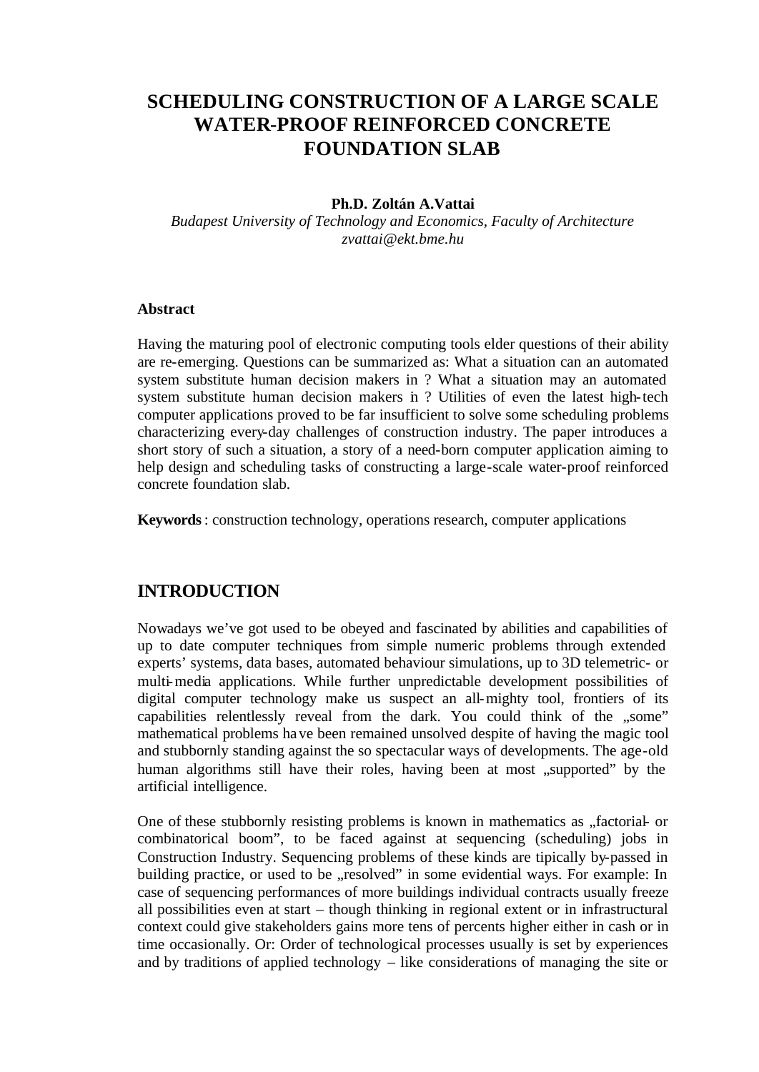# SCHEDULING CONSTRUCTION OF A LARGE SCALE WATER-PROOF REINFORCED CONCRETE FOUNDATION SLAB

**Ph.D. Zoltán A.Vattai**

*Budapest University of Technology and Economics, Faculty of Architecture*
*zvattai@ekt.bme.hu*

### Abstract

Having the maturing pool of electronic computing tools elder questions of their ability are re-emerging. Questions can be summarized as: What a situation can an automated system substitute human decision makers in ? What a situation may an automated system substitute human decision makers in ? Utilities of even the latest high-tech computer applications proved to be far insufficient to solve some scheduling problems characterizing every-day challenges of construction industry. The paper introduces a short story of such a situation, a story of a need-born computer application aiming to help design and scheduling tasks of constructing a large-scale water-proof reinforced concrete foundation slab.

**Keywords**: construction technology, operations research, computer applications

## INTRODUCTION

Nowadays we've got used to be obeyed and fascinated by abilities and capabilities of up to date computer techniques from simple numeric problems through extended experts' systems, data bases, automated behaviour simulations, up to 3D telemetric- or multi-media applications. While further unpredictable development possibilities of digital computer technology make us suspect an all-mighty tool, frontiers of its capabilities relentlessly reveal from the dark. You could think of the „some" mathematical problems have been remained unsolved despite of having the magic tool and stubbornly standing against the so spectacular ways of developments. The age-old human algorithms still have their roles, having been at most „supported" by the artificial intelligence.

One of these stubbornly resisting problems is known in mathematics as „factorial- or combinatorical boom", to be faced against at sequencing (scheduling) jobs in Construction Industry. Sequencing problems of these kinds are tipically by-passed in building practice, or used to be „resolved" in some evidential ways. For example: In case of sequencing performances of more buildings individual contracts usually freeze all possibilities even at start – though thinking in regional extent or in infrastructural context could give stakeholders gains more tens of percents higher either in cash or in time occasionally. Or: Order of technological processes usually is set by experiences and by traditions of applied technology – like considerations of managing the site or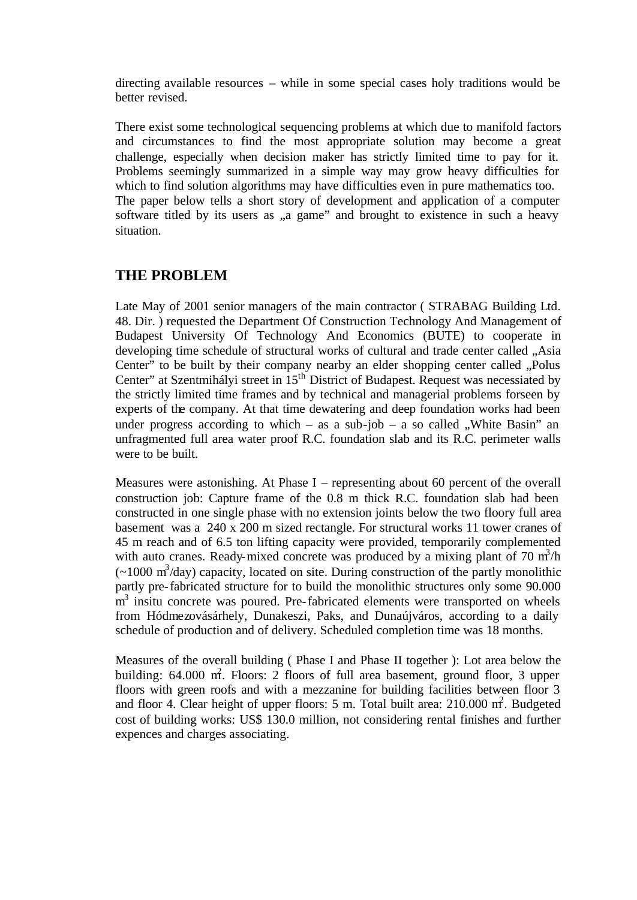directing available resources – while in some special cases holy traditions would be better revised.

There exist some technological sequencing problems at which due to manifold factors and circumstances to find the most appropriate solution may become a great challenge, especially when decision maker has strictly limited time to pay for it. Problems seemingly summarized in a simple way may grow heavy difficulties for which to find solution algorithms may have difficulties even in pure mathematics too. The paper below tells a short story of development and application of a computer software titled by its users as „a game" and brought to existence in such a heavy situation.

## THE PROBLEM

Late May of 2001 senior managers of the main contractor ( STRABAG Building Ltd. 48. Dir. ) requested the Department Of Construction Technology And Management of Budapest University Of Technology And Economics (BUTE) to cooperate in developing time schedule of structural works of cultural and trade center called „Asia Center" to be built by their company nearby an elder shopping center called „Polus Center" at Szentmihályi street in 15[th] District of Budapest. Request was necessiated by the strictly limited time frames and by technical and managerial problems forseen by experts of the company. At that time dewatering and deep foundation works had been under progress according to which – as a sub-job – a so called „White Basin" an unfragmented full area water proof R.C. foundation slab and its R.C. perimeter walls were to be built.

Measures were astonishing. At Phase I – representing about 60 percent of the overall construction job: Capture frame of the 0.8 m thick R.C. foundation slab had been constructed in one single phase with no extension joints below the two floory full area basement was a 240 x 200 m sized rectangle. For structural works 11 tower cranes of 45 m reach and of 6.5 ton lifting capacity were provided, temporarily complemented with auto cranes. Ready-mixed concrete was produced by a mixing plant of 70 $m^3$/h (~1000 $m^3$/day) capacity, located on site. During construction of the partly monolithic partly pre-fabricated structure for to build the monolithic structures only some 90.000 $m^3$ insitu concrete was poured. Pre-fabricated elements were transported on wheels from Hódmezovásárhely, Dunakeszi, Paks, and Dunaújváros, according to a daily schedule of production and of delivery. Scheduled completion time was 18 months.

Measures of the overall building ( Phase I and Phase II together ): Lot area below the building: 64.000 $m^2$. Floors: 2 floors of full area basement, ground floor, 3 upper floors with green roofs and with a mezzanine for building facilities between floor 3 and floor 4. Clear height of upper floors: 5 m. Total built area: 210.000 $m^2$. Budgeted cost of building works: US$ 130.0 million, not considering rental finishes and further expences and charges associating.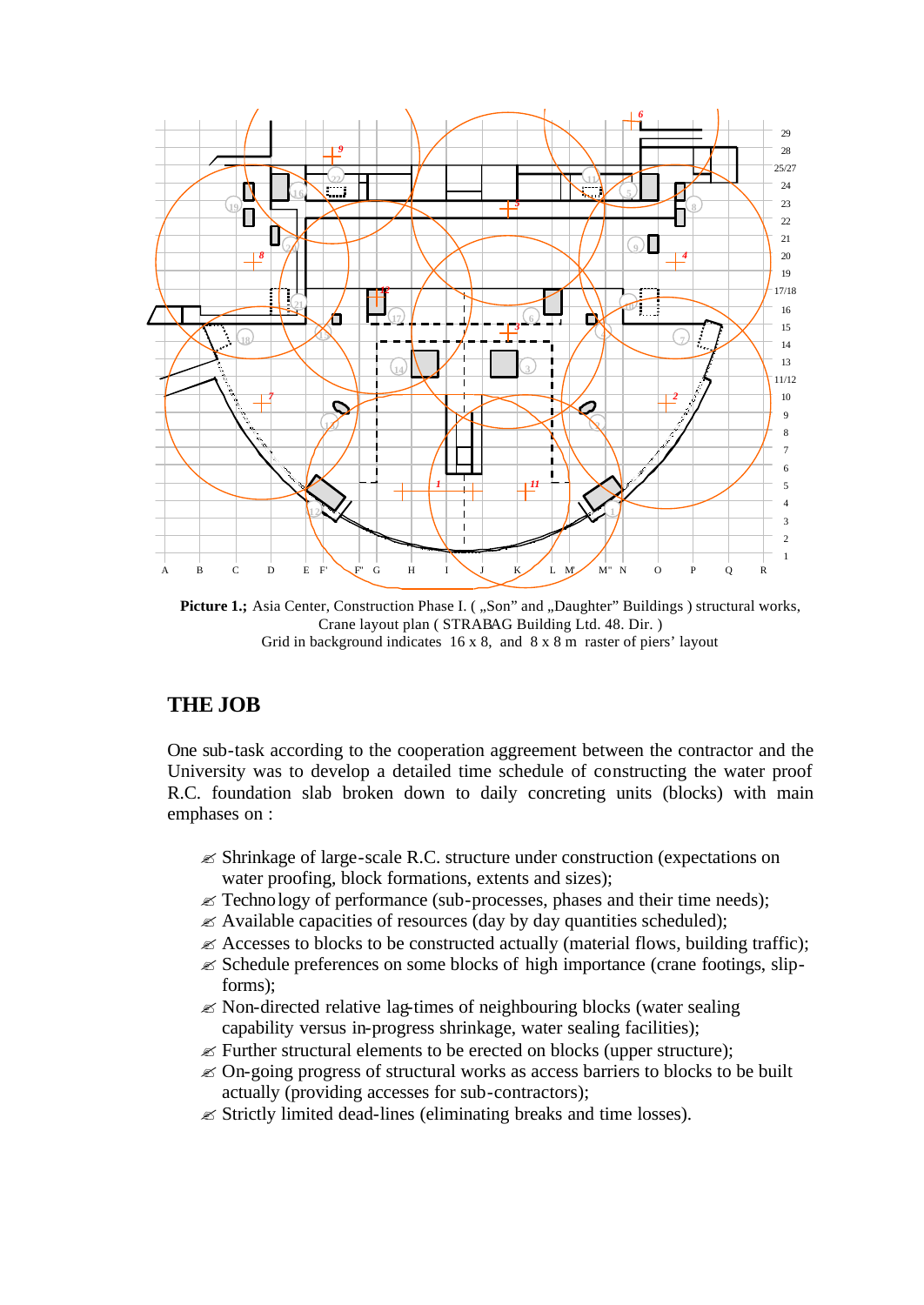**Picture 1.;** Asia Center, Construction Phase I. ( „Son" and „Daughter" Buildings ) structural works, Crane layout plan ( STRABAG Building Ltd. 48. Dir. )
Grid in background indicates 16 x 8, and 8 x 8 m raster of piers' layout

## THE JOB

One sub-task according to the cooperation aggreement between the contractor and the University was to develop a detailed time schedule of constructing the water proof R.C. foundation slab broken down to daily concreting units (blocks) with main emphases on :

- Shrinkage of large-scale R.C. structure under construction (expectations on water proofing, block formations, extents and sizes);
- Technology of performance (sub-processes, phases and their time needs);
- Available capacities of resources (day by day quantities scheduled);
- Accesses to blocks to be constructed actually (material flows, building traffic);
- Schedule preferences on some blocks of high importance (crane footings, slip-forms);
- Non-directed relative lag-times of neighbouring blocks (water sealing capability versus in-progress shrinkage, water sealing facilities);
- Further structural elements to be erected on blocks (upper structure);
- On-going progress of structural works as access barriers to blocks to be built actually (providing accesses for sub-contractors);
- Strictly limited dead-lines (eliminating breaks and time losses).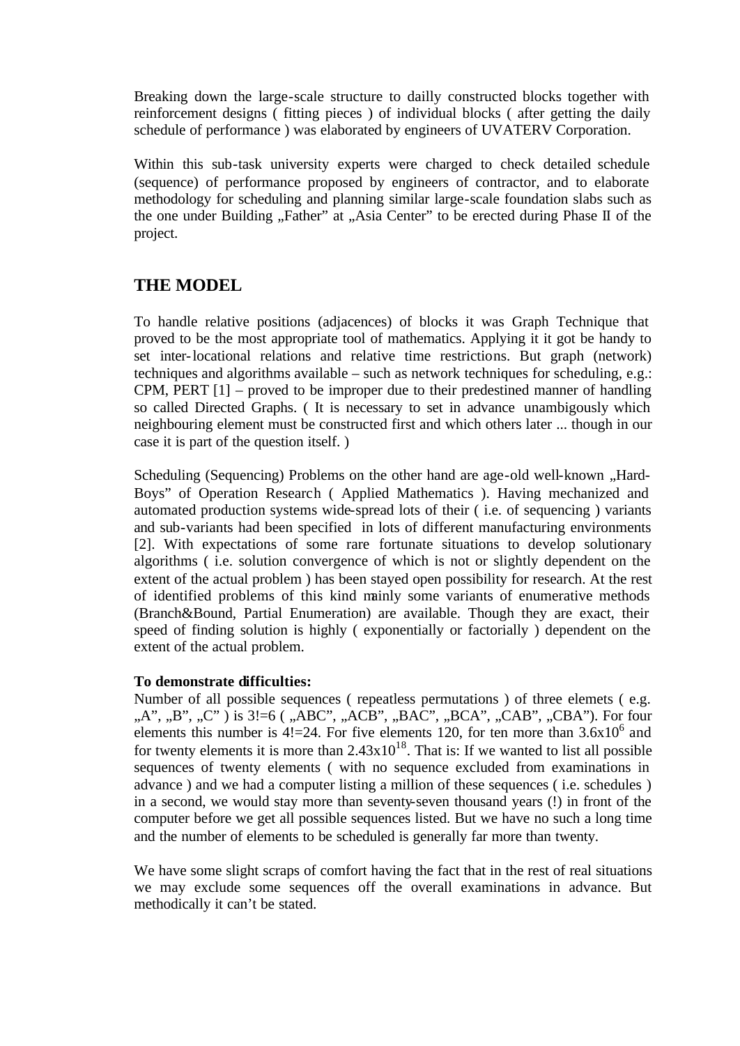Breaking down the large-scale structure to dailly constructed blocks together with reinforcement designs ( fitting pieces ) of individual blocks ( after getting the daily schedule of performance ) was elaborated by engineers of UVATERV Corporation.

Within this sub-task university experts were charged to check detailed schedule (sequence) of performance proposed by engineers of contractor, and to elaborate methodology for scheduling and planning similar large-scale foundation slabs such as the one under Building „Father" at „Asia Center" to be erected during Phase II of the project.

## THE MODEL

To handle relative positions (adjacences) of blocks it was Graph Technique that proved to be the most appropriate tool of mathematics. Applying it it got be handy to set inter-locational relations and relative time restrictions. But graph (network) techniques and algorithms available – such as network techniques for scheduling, e.g.: CPM, PERT [1] – proved to be improper due to their predestined manner of handling so called Directed Graphs. ( It is necessary to set in advance unambigously which neighbouring element must be constructed first and which others later ... though in our case it is part of the question itself. )

Scheduling (Sequencing) Problems on the other hand are age-old well-known „Hard-Boys" of Operation Research ( Applied Mathematics ). Having mechanized and automated production systems wide-spread lots of their ( i.e. of sequencing ) variants and sub-variants had been specified in lots of different manufacturing environments [2]. With expectations of some rare fortunate situations to develop solutionary algorithms ( i.e. solution convergence of which is not or slightly dependent on the extent of the actual problem ) has been stayed open possibility for research. At the rest of identified problems of this kind mainly some variants of enumerative methods (Branch&Bound, Partial Enumeration) are available. Though they are exact, their speed of finding solution is highly ( exponentially or factorially ) dependent on the extent of the actual problem.

**To demonstrate difficulties:**
Number of all possible sequences ( repeatless permutations ) of three elemets ( e.g. „A", „B", „C" ) is 3!=6 ( „ABC", „ACB", „BAC", „BCA", „CAB", „CBA"). For four elements this number is 4!=24. For five elements 120, for ten more than $3.6 \times 10^6$ and for twenty elements it is more than $2.43 \times 10^{18}$. That is: If we wanted to list all possible sequences of twenty elements ( with no sequence excluded from examinations in advance ) and we had a computer listing a million of these sequences ( i.e. schedules ) in a second, we would stay more than seventy-seven thousand years (!) in front of the computer before we get all possible sequences listed. But we have no such a long time and the number of elements to be scheduled is generally far more than twenty.

We have some slight scraps of comfort having the fact that in the rest of real situations we may exclude some sequences off the overall examinations in advance. But methodically it can't be stated.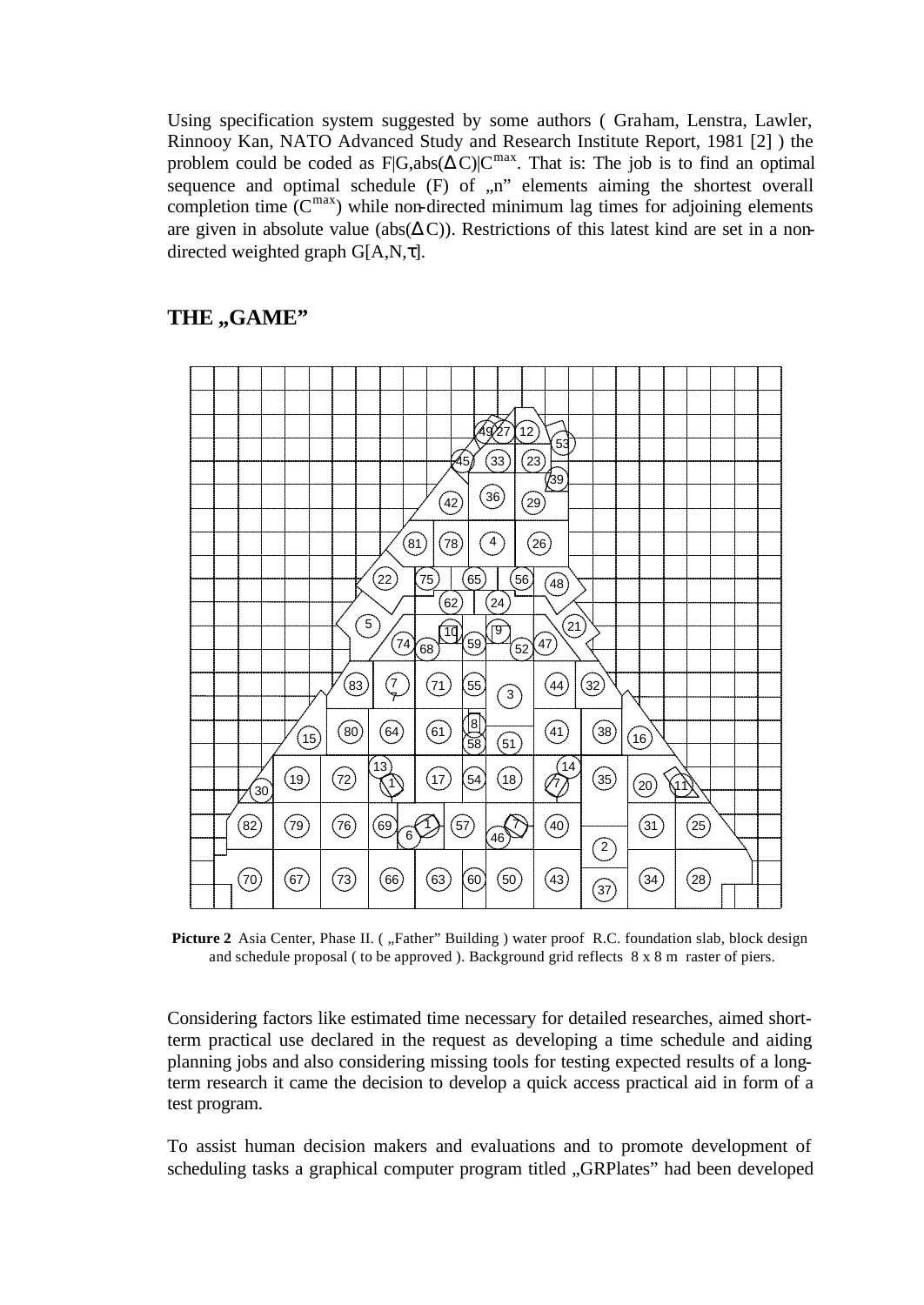Using specification system suggested by some authors ( Graham, Lenstra, Lawler, Rinnooy Kan, NATO Advanced Study and Research Institute Report, 1981 [2] ) the problem could be coded as $F|G,abs(\Delta C)|C^{max}$. That is: The job is to find an optimal sequence and optimal schedule (F) of „n" elements aiming the shortest overall completion time ($C^{max}$) while non-directed minimum lag times for adjoining elements are given in absolute value ($abs(\Delta C)$). Restrictions of this latest kind are set in a non-directed weighted graph $G[A,N,\tau]$.

## THE „GAME"

**Picture 2** Asia Center, Phase II. ( „Father" Building ) water proof R.C. foundation slab, block design and schedule proposal ( to be approved ). Background grid reflects 8 x 8 m raster of piers.

Considering factors like estimated time necessary for detailed researches, aimed short-term practical use declared in the request as developing a time schedule and aiding planning jobs and also considering missing tools for testing expected results of a long-term research it came the decision to develop a quick access practical aid in form of a test program.

To assist human decision makers and evaluations and to promote development of scheduling tasks a graphical computer program titled „GRPlates" had been developed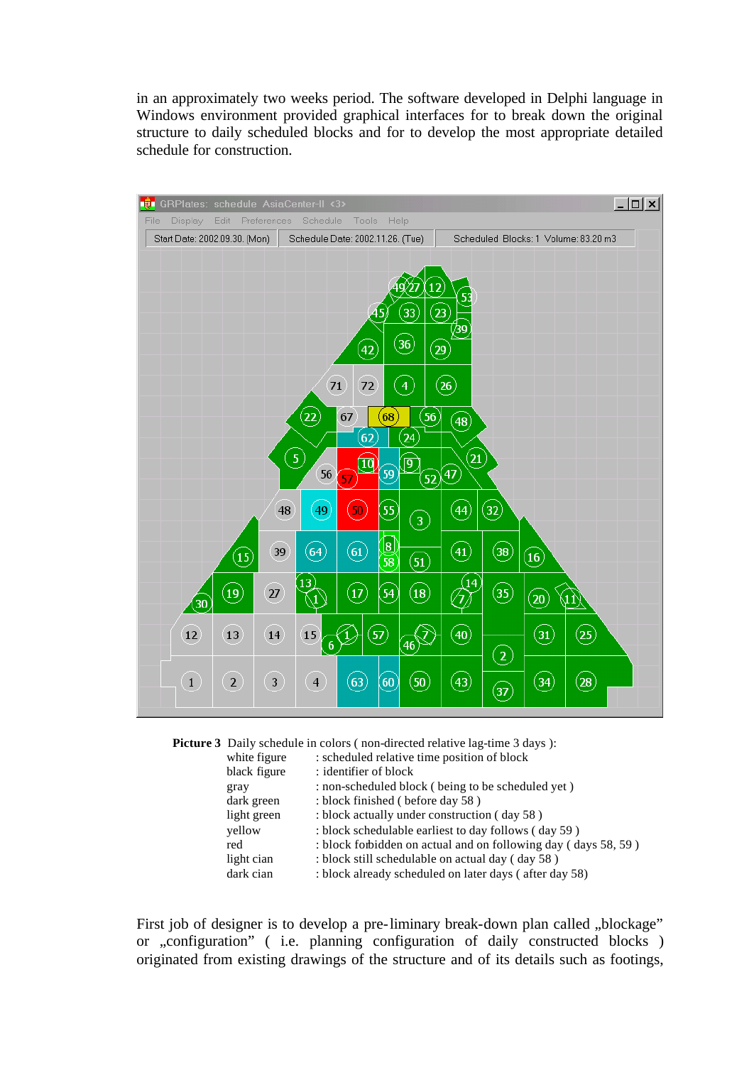in an approximately two weeks period. The software developed in Delphi language in Windows environment provided graphical interfaces for to break down the original structure to daily scheduled blocks and for to develop the most appropriate detailed schedule for construction.

**Picture 3** Daily schedule in colors ( non-directed relative lag-time 3 days ):

| | |
|---|---|
| white figure | : scheduled relative time position of block |
| black figure | : identifier of block |
| gray | : non-scheduled block ( being to be scheduled yet ) |
| dark green | : block finished ( before day 58 ) |
| light green | : block actually under construction ( day 58 ) |
| yellow | : block schedulable earliest to day follows ( day 59 ) |
| red | : block forbidden on actual and on following day ( days 58, 59 ) |
| light cian | : block still schedulable on actual day ( day 58 ) |
| dark cian | : block already scheduled on later days ( after day 58) |

First job of designer is to develop a pre-liminary break-down plan called „blockage" or „configuration" ( i.e. planning configuration of daily constructed blocks ) originated from existing drawings of the structure and of its details such as footings,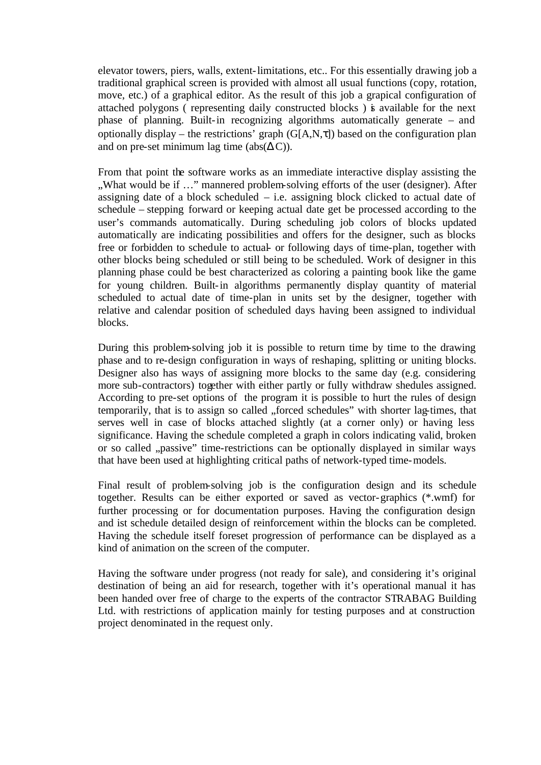elevator towers, piers, walls, extent-limitations, etc.. For this essentially drawing job a traditional graphical screen is provided with almost all usual functions (copy, rotation, move, etc.) of a graphical editor. As the result of this job a grapical configuration of attached polygons ( representing daily constructed blocks ) is available for the next phase of planning. Built-in recognizing algorithms automatically generate – and optionally display – the restrictions' graph ($G[A,N,\tau]$) based on the configuration plan and on pre-set minimum lag time ($abs(\Delta C)$).

From that point the software works as an immediate interactive display assisting the „What would be if …" mannered problem-solving efforts of the user (designer). After assigning date of a block scheduled – i.e. assigning block clicked to actual date of schedule – stepping forward or keeping actual date get be processed according to the user's commands automatically. During scheduling job colors of blocks updated automatically are indicating possibilities and offers for the designer, such as blocks free or forbidden to schedule to actual- or following days of time-plan, together with other blocks being scheduled or still being to be scheduled. Work of designer in this planning phase could be best characterized as coloring a painting book like the game for young children. Built-in algorithms permanently display quantity of material scheduled to actual date of time-plan in units set by the designer, together with relative and calendar position of scheduled days having been assigned to individual blocks.

During this problem-solving job it is possible to return time by time to the drawing phase and to re-design configuration in ways of reshaping, splitting or uniting blocks. Designer also has ways of assigning more blocks to the same day (e.g. considering more sub-contractors) together with either partly or fully withdraw shedules assigned. According to pre-set options of the program it is possible to hurt the rules of design temporarily, that is to assign so called „forced schedules" with shorter lag-times, that serves well in case of blocks attached slightly (at a corner only) or having less significance. Having the schedule completed a graph in colors indicating valid, broken or so called „passive" time-restrictions can be optionally displayed in similar ways that have been used at highlighting critical paths of network-typed time-models.

Final result of problem-solving job is the configuration design and its schedule together. Results can be either exported or saved as vector-graphics (*.wmf) for further processing or for documentation purposes. Having the configuration design and ist schedule detailed design of reinforcement within the blocks can be completed. Having the schedule itself foreset progression of performance can be displayed as a kind of animation on the screen of the computer.

Having the software under progress (not ready for sale), and considering it's original destination of being an aid for research, together with it's operational manual it has been handed over free of charge to the experts of the contractor STRABAG Building Ltd. with restrictions of application mainly for testing purposes and at construction project denominated in the request only.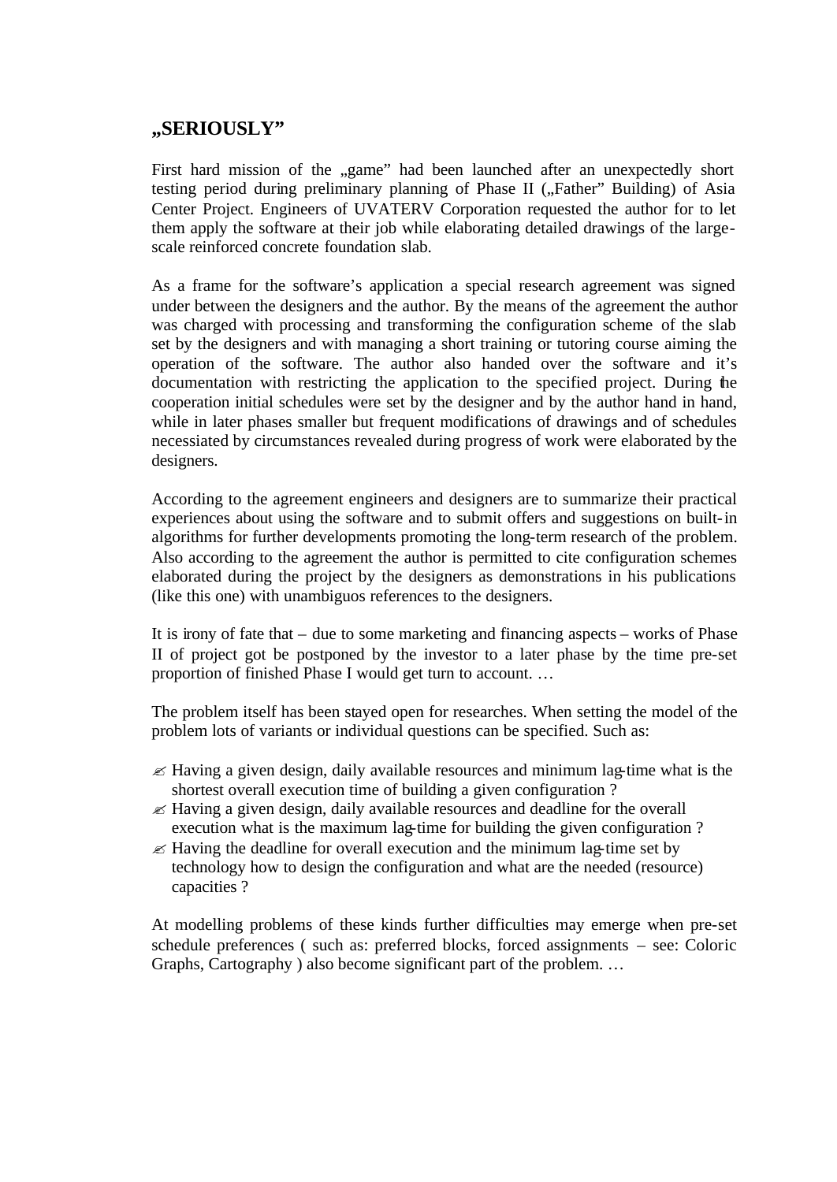## „SERIOUSLY”

First hard mission of the „game” had been launched after an unexpectedly short testing period during preliminary planning of Phase II („Father” Building) of Asia Center Project. Engineers of UVATERV Corporation requested the author for to let them apply the software at their job while elaborating detailed drawings of the large-scale reinforced concrete foundation slab.

As a frame for the software's application a special research agreement was signed under between the designers and the author. By the means of the agreement the author was charged with processing and transforming the configuration scheme of the slab set by the designers and with managing a short training or tutoring course aiming the operation of the software. The author also handed over the software and it's documentation with restricting the application to the specified project. During the cooperation initial schedules were set by the designer and by the author hand in hand, while in later phases smaller but frequent modifications of drawings and of schedules necessiated by circumstances revealed during progress of work were elaborated by the designers.

According to the agreement engineers and designers are to summarize their practical experiences about using the software and to submit offers and suggestions on built-in algorithms for further developments promoting the long-term research of the problem. Also according to the agreement the author is permitted to cite configuration schemes elaborated during the project by the designers as demonstrations in his publications (like this one) with unambiguos references to the designers.

It is irony of fate that – due to some marketing and financing aspects – works of Phase II of project got be postponed by the investor to a later phase by the time pre-set proportion of finished Phase I would get turn to account. …

The problem itself has been stayed open for researches. When setting the model of the problem lots of variants or individual questions can be specified. Such as:

- Having a given design, daily available resources and minimum lag-time what is the shortest overall execution time of building a given configuration ?
- Having a given design, daily available resources and deadline for the overall execution what is the maximum lag-time for building the given configuration ?
- Having the deadline for overall execution and the minimum lag-time set by technology how to design the configuration and what are the needed (resource) capacities ?

At modelling problems of these kinds further difficulties may emerge when pre-set schedule preferences ( such as: preferred blocks, forced assignments – see: Coloric Graphs, Cartography ) also become significant part of the problem. …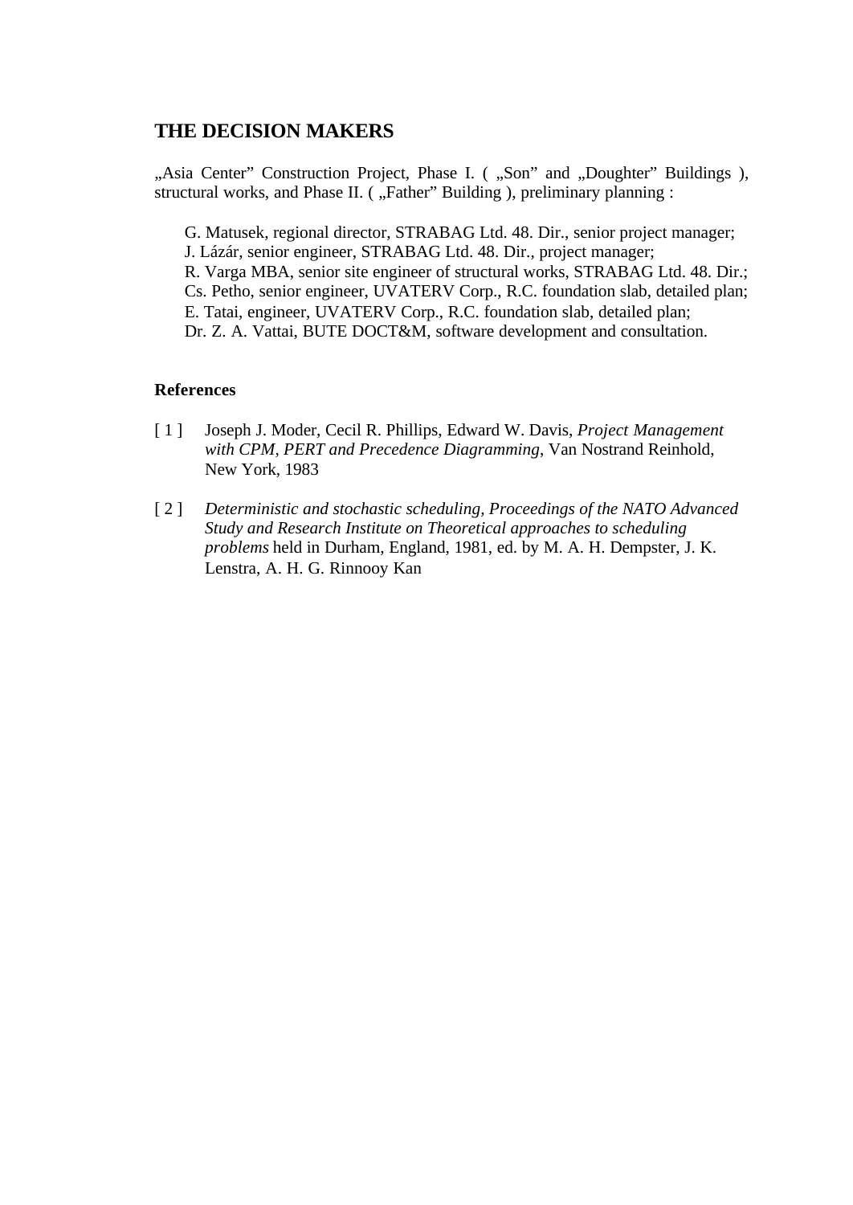## THE DECISION MAKERS

„Asia Center" Construction Project, Phase I. ( „Son" and „Doughter" Buildings ), structural works, and Phase II. ( „Father" Building ), preliminary planning :

G. Matusek, regional director, STRABAG Ltd. 48. Dir., senior project manager;
J. Lázár, senior engineer, STRABAG Ltd. 48. Dir., project manager;
R. Varga MBA, senior site engineer of structural works, STRABAG Ltd. 48. Dir.;
Cs. Petho, senior engineer, UVATERV Corp., R.C. foundation slab, detailed plan;
E. Tatai, engineer, UVATERV Corp., R.C. foundation slab, detailed plan;
Dr. Z. A. Vattai, BUTE DOCT&M, software development and consultation.

### References

[ 1 ] Joseph J. Moder, Cecil R. Phillips, Edward W. Davis, *Project Management with CPM, PERT and Precedence Diagramming*, Van Nostrand Reinhold, New York, 1983

[ 2 ] *Deterministic and stochastic scheduling, Proceedings of the NATO Advanced Study and Research Institute on Theoretical approaches to scheduling problems* held in Durham, England, 1981, ed. by M. A. H. Dempster, J. K. Lenstra, A. H. G. Rinnooy Kan